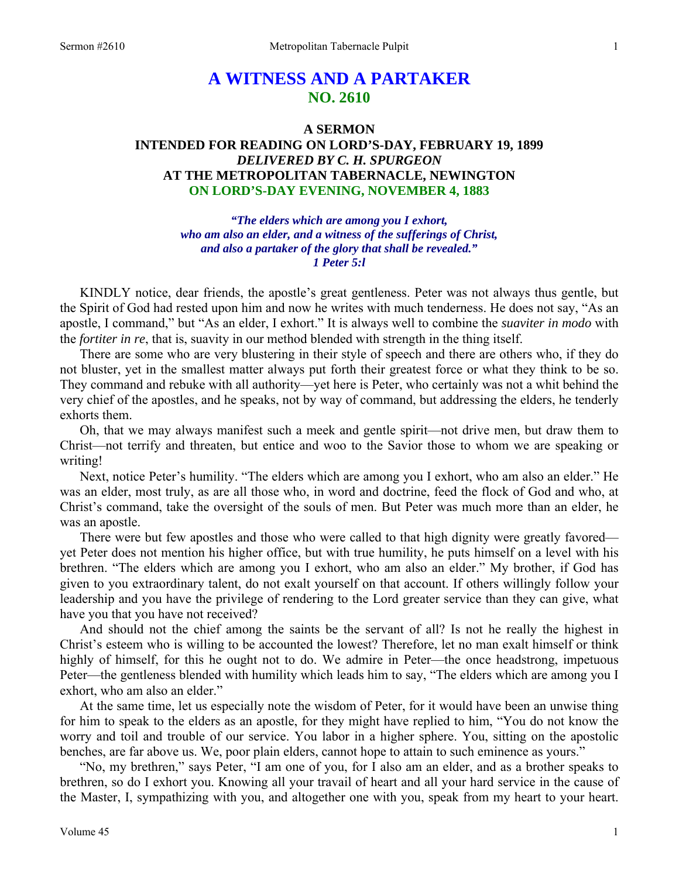# A WITNESS AND A PARTAKER
## NO. 2610

### A SERMON
### INTENDED FOR READING ON LORD'S-DAY, FEBRUARY 19, 1899
### *DELIVERED BY C. H. SPURGEON*
### AT THE METROPOLITAN TABERNACLE, NEWINGTON
### ON LORD'S-DAY EVENING, NOVEMBER 4, 1883

*"The elders which are among you I exhort,*
*who am also an elder, and a witness of the sufferings of Christ,*
*and also a partaker of the glory that shall be revealed."*
*1 Peter 5:l*

KINDLY notice, dear friends, the apostle's great gentleness. Peter was not always thus gentle, but the Spirit of God had rested upon him and now he writes with much tenderness. He does not say, "As an apostle, I command," but "As an elder, I exhort." It is always well to combine the *suaviter in modo* with the *fortiter in re*, that is, suavity in our method blended with strength in the thing itself.

There are some who are very blustering in their style of speech and there are others who, if they do not bluster, yet in the smallest matter always put forth their greatest force or what they think to be so. They command and rebuke with all authority—yet here is Peter, who certainly was not a whit behind the very chief of the apostles, and he speaks, not by way of command, but addressing the elders, he tenderly exhorts them.

Oh, that we may always manifest such a meek and gentle spirit—not drive men, but draw them to Christ—not terrify and threaten, but entice and woo to the Savior those to whom we are speaking or writing!

Next, notice Peter's humility. "The elders which are among you I exhort, who am also an elder." He was an elder, most truly, as are all those who, in word and doctrine, feed the flock of God and who, at Christ's command, take the oversight of the souls of men. But Peter was much more than an elder, he was an apostle.

There were but few apostles and those who were called to that high dignity were greatly favored—yet Peter does not mention his higher office, but with true humility, he puts himself on a level with his brethren. "The elders which are among you I exhort, who am also an elder." My brother, if God has given to you extraordinary talent, do not exalt yourself on that account. If others willingly follow your leadership and you have the privilege of rendering to the Lord greater service than they can give, what have you that you have not received?

And should not the chief among the saints be the servant of all? Is not he really the highest in Christ's esteem who is willing to be accounted the lowest? Therefore, let no man exalt himself or think highly of himself, for this he ought not to do. We admire in Peter—the once headstrong, impetuous Peter—the gentleness blended with humility which leads him to say, "The elders which are among you I exhort, who am also an elder."

At the same time, let us especially note the wisdom of Peter, for it would have been an unwise thing for him to speak to the elders as an apostle, for they might have replied to him, "You do not know the worry and toil and trouble of our service. You labor in a higher sphere. You, sitting on the apostolic benches, are far above us. We, poor plain elders, cannot hope to attain to such eminence as yours."

"No, my brethren," says Peter, "I am one of you, for I also am an elder, and as a brother speaks to brethren, so do I exhort you. Knowing all your travail of heart and all your hard service in the cause of the Master, I, sympathizing with you, and altogether one with you, speak from my heart to your heart.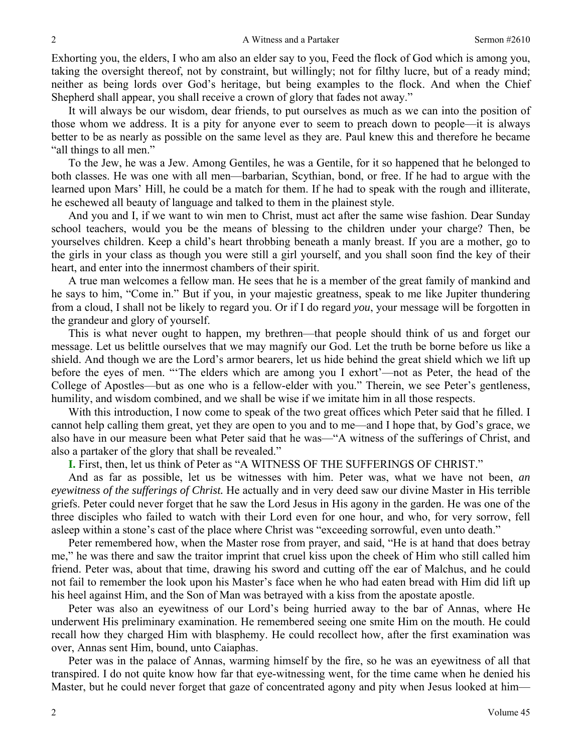Exhorting you, the elders, I who am also an elder say to you, Feed the flock of God which is among you, taking the oversight thereof, not by constraint, but willingly; not for filthy lucre, but of a ready mind; neither as being lords over God's heritage, but being examples to the flock. And when the Chief Shepherd shall appear, you shall receive a crown of glory that fades not away."

It will always be our wisdom, dear friends, to put ourselves as much as we can into the position of those whom we address. It is a pity for anyone ever to seem to preach down to people—it is always better to be as nearly as possible on the same level as they are. Paul knew this and therefore he became "all things to all men."

To the Jew, he was a Jew. Among Gentiles, he was a Gentile, for it so happened that he belonged to both classes. He was one with all men—barbarian, Scythian, bond, or free. If he had to argue with the learned upon Mars' Hill, he could be a match for them. If he had to speak with the rough and illiterate, he eschewed all beauty of language and talked to them in the plainest style.

And you and I, if we want to win men to Christ, must act after the same wise fashion. Dear Sunday school teachers, would you be the means of blessing to the children under your charge? Then, be yourselves children. Keep a child's heart throbbing beneath a manly breast. If you are a mother, go to the girls in your class as though you were still a girl yourself, and you shall soon find the key of their heart, and enter into the innermost chambers of their spirit.

A true man welcomes a fellow man. He sees that he is a member of the great family of mankind and he says to him, "Come in." But if you, in your majestic greatness, speak to me like Jupiter thundering from a cloud, I shall not be likely to regard you. Or if I do regard *you*, your message will be forgotten in the grandeur and glory of yourself.

This is what never ought to happen, my brethren—that people should think of us and forget our message. Let us belittle ourselves that we may magnify our God. Let the truth be borne before us like a shield. And though we are the Lord's armor bearers, let us hide behind the great shield which we lift up before the eyes of men. "'The elders which are among you I exhort'—not as Peter, the head of the College of Apostles—but as one who is a fellow-elder with you." Therein, we see Peter's gentleness, humility, and wisdom combined, and we shall be wise if we imitate him in all those respects.

With this introduction, I now come to speak of the two great offices which Peter said that he filled. I cannot help calling them great, yet they are open to you and to me—and I hope that, by God's grace, we also have in our measure been what Peter said that he was—"A witness of the sufferings of Christ, and also a partaker of the glory that shall be revealed."

**I.** First, then, let us think of Peter as "A WITNESS OF THE SUFFERINGS OF CHRIST."

And as far as possible, let us be witnesses with him. Peter was, what we have not been, *an eyewitness of the sufferings of Christ.* He actually and in very deed saw our divine Master in His terrible griefs. Peter could never forget that he saw the Lord Jesus in His agony in the garden. He was one of the three disciples who failed to watch with their Lord even for one hour, and who, for very sorrow, fell asleep within a stone's cast of the place where Christ was "exceeding sorrowful, even unto death."

Peter remembered how, when the Master rose from prayer, and said, "He is at hand that does betray me," he was there and saw the traitor imprint that cruel kiss upon the cheek of Him who still called him friend. Peter was, about that time, drawing his sword and cutting off the ear of Malchus, and he could not fail to remember the look upon his Master's face when he who had eaten bread with Him did lift up his heel against Him, and the Son of Man was betrayed with a kiss from the apostate apostle.

Peter was also an eyewitness of our Lord's being hurried away to the bar of Annas, where He underwent His preliminary examination. He remembered seeing one smite Him on the mouth. He could recall how they charged Him with blasphemy. He could recollect how, after the first examination was over, Annas sent Him, bound, unto Caiaphas.

Peter was in the palace of Annas, warming himself by the fire, so he was an eyewitness of all that transpired. I do not quite know how far that eye-witnessing went, for the time came when he denied his Master, but he could never forget that gaze of concentrated agony and pity when Jesus looked at him—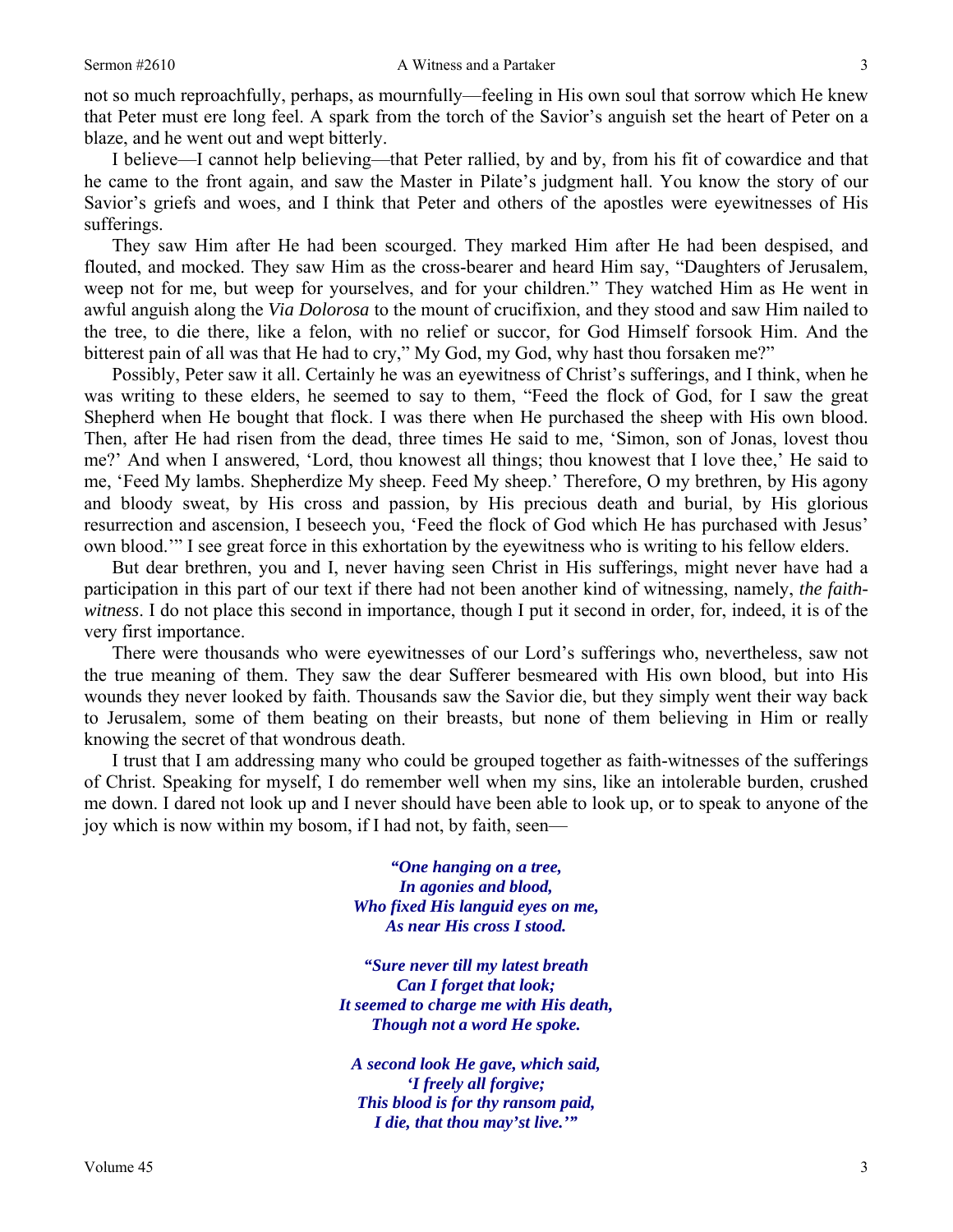not so much reproachfully, perhaps, as mournfully—feeling in His own soul that sorrow which He knew that Peter must ere long feel. A spark from the torch of the Savior's anguish set the heart of Peter on a blaze, and he went out and wept bitterly.

I believe—I cannot help believing—that Peter rallied, by and by, from his fit of cowardice and that he came to the front again, and saw the Master in Pilate's judgment hall. You know the story of our Savior's griefs and woes, and I think that Peter and others of the apostles were eyewitnesses of His sufferings.

They saw Him after He had been scourged. They marked Him after He had been despised, and flouted, and mocked. They saw Him as the cross-bearer and heard Him say, "Daughters of Jerusalem, weep not for me, but weep for yourselves, and for your children." They watched Him as He went in awful anguish along the *Via Dolorosa* to the mount of crucifixion, and they stood and saw Him nailed to the tree, to die there, like a felon, with no relief or succor, for God Himself forsook Him. And the bitterest pain of all was that He had to cry," My God, my God, why hast thou forsaken me?"

Possibly, Peter saw it all. Certainly he was an eyewitness of Christ's sufferings, and I think, when he was writing to these elders, he seemed to say to them, "Feed the flock of God, for I saw the great Shepherd when He bought that flock. I was there when He purchased the sheep with His own blood. Then, after He had risen from the dead, three times He said to me, 'Simon, son of Jonas, lovest thou me?' And when I answered, 'Lord, thou knowest all things; thou knowest that I love thee,' He said to me, 'Feed My lambs. Shepherdize My sheep. Feed My sheep.' Therefore, O my brethren, by His agony and bloody sweat, by His cross and passion, by His precious death and burial, by His glorious resurrection and ascension, I beseech you, 'Feed the flock of God which He has purchased with Jesus' own blood.'" I see great force in this exhortation by the eyewitness who is writing to his fellow elders.

But dear brethren, you and I, never having seen Christ in His sufferings, might never have had a participation in this part of our text if there had not been another kind of witnessing, namely, *the faith-witness*. I do not place this second in importance, though I put it second in order, for, indeed, it is of the very first importance.

There were thousands who were eyewitnesses of our Lord's sufferings who, nevertheless, saw not the true meaning of them. They saw the dear Sufferer besmeared with His own blood, but into His wounds they never looked by faith. Thousands saw the Savior die, but they simply went their way back to Jerusalem, some of them beating on their breasts, but none of them believing in Him or really knowing the secret of that wondrous death.

I trust that I am addressing many who could be grouped together as faith-witnesses of the sufferings of Christ. Speaking for myself, I do remember well when my sins, like an intolerable burden, crushed me down. I dared not look up and I never should have been able to look up, or to speak to anyone of the joy which is now within my bosom, if I had not, by faith, seen—

> ***"One hanging on a tree,***
> ***In agonies and blood,***
> ***Who fixed His languid eyes on me,***
> ***As near His cross I stood.***
>
> ***"Sure never till my latest breath***
> ***Can I forget that look;***
> ***It seemed to charge me with His death,***
> ***Though not a word He spoke.***
>
> ***A second look He gave, which said,***
> ***'I freely all forgive;***
> ***This blood is for thy ransom paid,***
> ***I die, that thou may'st live.'"***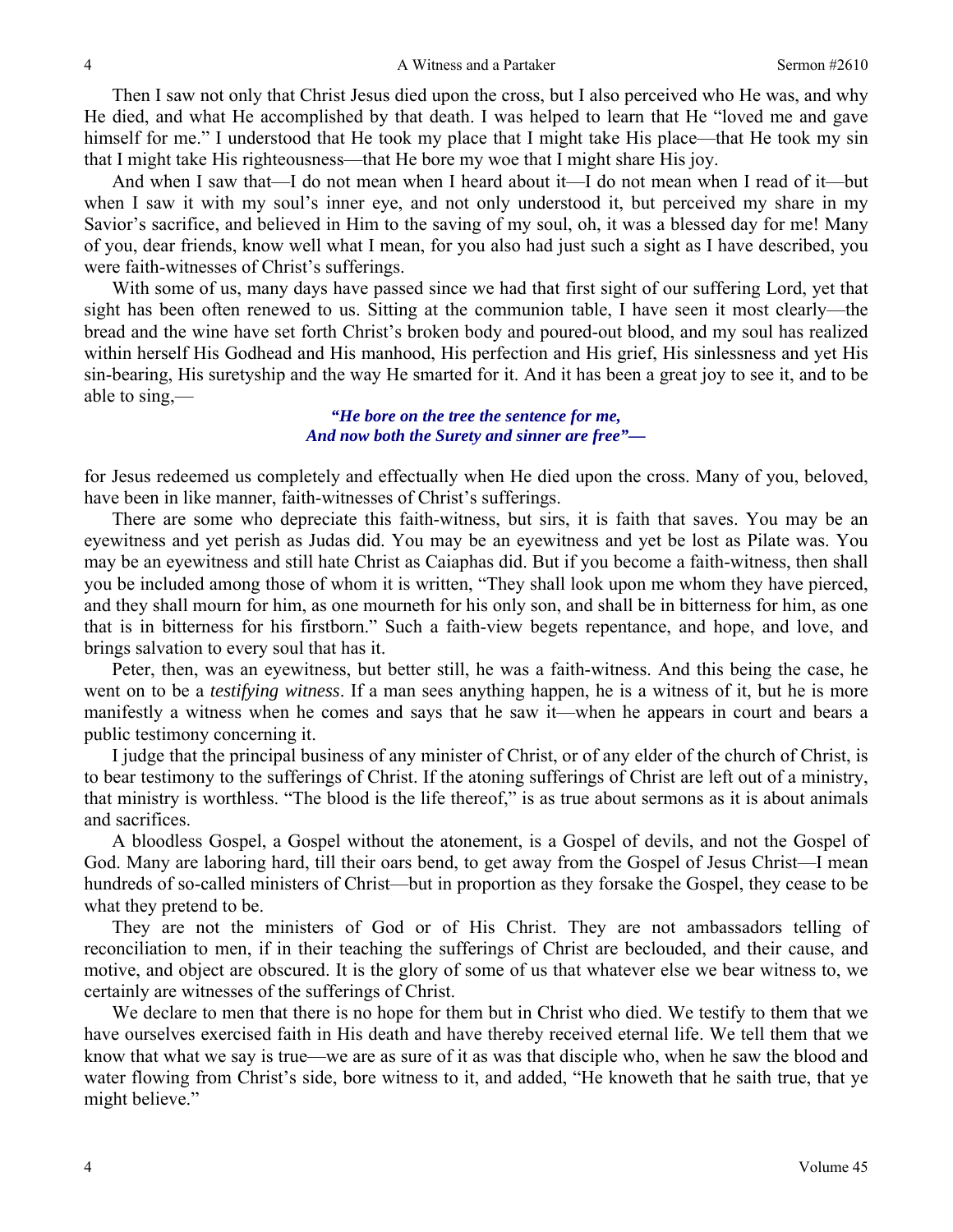Then I saw not only that Christ Jesus died upon the cross, but I also perceived who He was, and why He died, and what He accomplished by that death. I was helped to learn that He "loved me and gave himself for me." I understood that He took my place that I might take His place—that He took my sin that I might take His righteousness—that He bore my woe that I might share His joy.

And when I saw that—I do not mean when I heard about it—I do not mean when I read of it—but when I saw it with my soul's inner eye, and not only understood it, but perceived my share in my Savior's sacrifice, and believed in Him to the saving of my soul, oh, it was a blessed day for me! Many of you, dear friends, know well what I mean, for you also had just such a sight as I have described, you were faith-witnesses of Christ's sufferings.

With some of us, many days have passed since we had that first sight of our suffering Lord, yet that sight has been often renewed to us. Sitting at the communion table, I have seen it most clearly—the bread and the wine have set forth Christ's broken body and poured-out blood, and my soul has realized within herself His Godhead and His manhood, His perfection and His grief, His sinlessness and yet His sin-bearing, His suretyship and the way He smarted for it. And it has been a great joy to see it, and to be able to sing,—

*"He bore on the tree the sentence for me,*
*And now both the Surety and sinner are free"—*

for Jesus redeemed us completely and effectually when He died upon the cross. Many of you, beloved, have been in like manner, faith-witnesses of Christ's sufferings.

There are some who depreciate this faith-witness, but sirs, it is faith that saves. You may be an eyewitness and yet perish as Judas did. You may be an eyewitness and yet be lost as Pilate was. You may be an eyewitness and still hate Christ as Caiaphas did. But if you become a faith-witness, then shall you be included among those of whom it is written, "They shall look upon me whom they have pierced, and they shall mourn for him, as one mourneth for his only son, and shall be in bitterness for him, as one that is in bitterness for his firstborn." Such a faith-view begets repentance, and hope, and love, and brings salvation to every soul that has it.

Peter, then, was an eyewitness, but better still, he was a faith-witness. And this being the case, he went on to be a *testifying witness*. If a man sees anything happen, he is a witness of it, but he is more manifestly a witness when he comes and says that he saw it—when he appears in court and bears a public testimony concerning it.

I judge that the principal business of any minister of Christ, or of any elder of the church of Christ, is to bear testimony to the sufferings of Christ. If the atoning sufferings of Christ are left out of a ministry, that ministry is worthless. "The blood is the life thereof," is as true about sermons as it is about animals and sacrifices.

A bloodless Gospel, a Gospel without the atonement, is a Gospel of devils, and not the Gospel of God. Many are laboring hard, till their oars bend, to get away from the Gospel of Jesus Christ—I mean hundreds of so-called ministers of Christ—but in proportion as they forsake the Gospel, they cease to be what they pretend to be.

They are not the ministers of God or of His Christ. They are not ambassadors telling of reconciliation to men, if in their teaching the sufferings of Christ are beclouded, and their cause, and motive, and object are obscured. It is the glory of some of us that whatever else we bear witness to, we certainly are witnesses of the sufferings of Christ.

We declare to men that there is no hope for them but in Christ who died. We testify to them that we have ourselves exercised faith in His death and have thereby received eternal life. We tell them that we know that what we say is true—we are as sure of it as was that disciple who, when he saw the blood and water flowing from Christ's side, bore witness to it, and added, "He knoweth that he saith true, that ye might believe."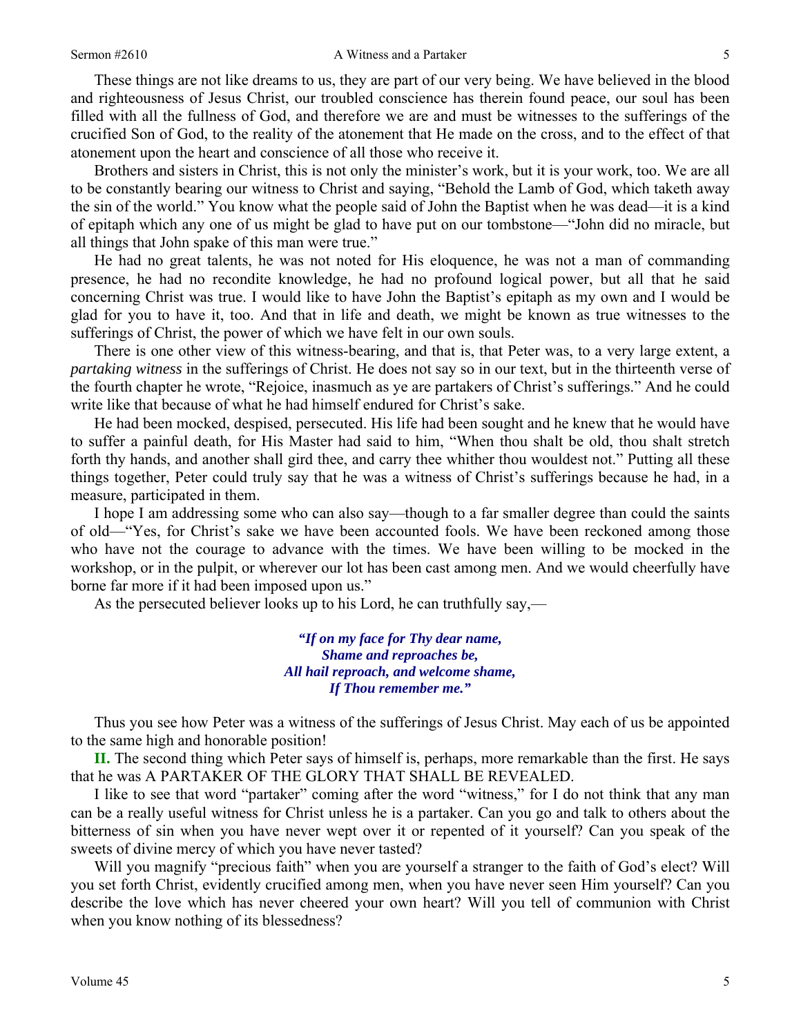These things are not like dreams to us, they are part of our very being. We have believed in the blood and righteousness of Jesus Christ, our troubled conscience has therein found peace, our soul has been filled with all the fullness of God, and therefore we are and must be witnesses to the sufferings of the crucified Son of God, to the reality of the atonement that He made on the cross, and to the effect of that atonement upon the heart and conscience of all those who receive it.

Brothers and sisters in Christ, this is not only the minister's work, but it is your work, too. We are all to be constantly bearing our witness to Christ and saying, "Behold the Lamb of God, which taketh away the sin of the world." You know what the people said of John the Baptist when he was dead—it is a kind of epitaph which any one of us might be glad to have put on our tombstone—"John did no miracle, but all things that John spake of this man were true."

He had no great talents, he was not noted for His eloquence, he was not a man of commanding presence, he had no recondite knowledge, he had no profound logical power, but all that he said concerning Christ was true. I would like to have John the Baptist's epitaph as my own and I would be glad for you to have it, too. And that in life and death, we might be known as true witnesses to the sufferings of Christ, the power of which we have felt in our own souls.

There is one other view of this witness-bearing, and that is, that Peter was, to a very large extent, a *partaking witness* in the sufferings of Christ. He does not say so in our text, but in the thirteenth verse of the fourth chapter he wrote, "Rejoice, inasmuch as ye are partakers of Christ's sufferings." And he could write like that because of what he had himself endured for Christ's sake.

He had been mocked, despised, persecuted. His life had been sought and he knew that he would have to suffer a painful death, for His Master had said to him, "When thou shalt be old, thou shalt stretch forth thy hands, and another shall gird thee, and carry thee whither thou wouldest not." Putting all these things together, Peter could truly say that he was a witness of Christ's sufferings because he had, in a measure, participated in them.

I hope I am addressing some who can also say—though to a far smaller degree than could the saints of old—"Yes, for Christ's sake we have been accounted fools. We have been reckoned among those who have not the courage to advance with the times. We have been willing to be mocked in the workshop, or in the pulpit, or wherever our lot has been cast among men. And we would cheerfully have borne far more if it had been imposed upon us."

As the persecuted believer looks up to his Lord, he can truthfully say,—

> ***"If on my face for Thy dear name,***
> ***Shame and reproaches be,***
> ***All hail reproach, and welcome shame,***
> ***If Thou remember me."***

Thus you see how Peter was a witness of the sufferings of Jesus Christ. May each of us be appointed to the same high and honorable position!

**II.** The second thing which Peter says of himself is, perhaps, more remarkable than the first. He says that he was A PARTAKER OF THE GLORY THAT SHALL BE REVEALED.

I like to see that word "partaker" coming after the word "witness," for I do not think that any man can be a really useful witness for Christ unless he is a partaker. Can you go and talk to others about the bitterness of sin when you have never wept over it or repented of it yourself? Can you speak of the sweets of divine mercy of which you have never tasted?

Will you magnify "precious faith" when you are yourself a stranger to the faith of God's elect? Will you set forth Christ, evidently crucified among men, when you have never seen Him yourself? Can you describe the love which has never cheered your own heart? Will you tell of communion with Christ when you know nothing of its blessedness?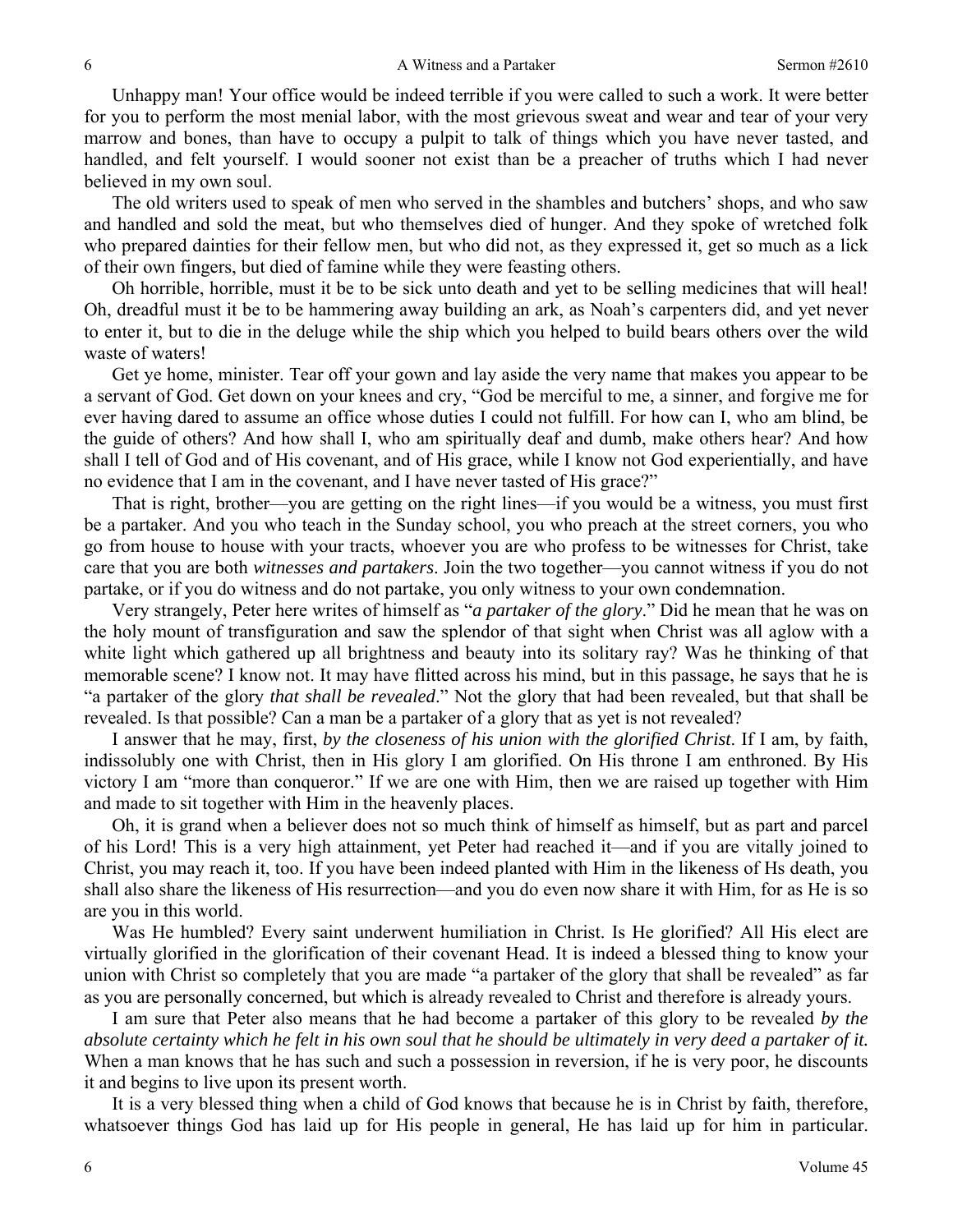Unhappy man! Your office would be indeed terrible if you were called to such a work. It were better for you to perform the most menial labor, with the most grievous sweat and wear and tear of your very marrow and bones, than have to occupy a pulpit to talk of things which you have never tasted, and handled, and felt yourself. I would sooner not exist than be a preacher of truths which I had never believed in my own soul.

The old writers used to speak of men who served in the shambles and butchers' shops, and who saw and handled and sold the meat, but who themselves died of hunger. And they spoke of wretched folk who prepared dainties for their fellow men, but who did not, as they expressed it, get so much as a lick of their own fingers, but died of famine while they were feasting others.

Oh horrible, horrible, must it be to be sick unto death and yet to be selling medicines that will heal! Oh, dreadful must it be to be hammering away building an ark, as Noah's carpenters did, and yet never to enter it, but to die in the deluge while the ship which you helped to build bears others over the wild waste of waters!

Get ye home, minister. Tear off your gown and lay aside the very name that makes you appear to be a servant of God. Get down on your knees and cry, "God be merciful to me, a sinner, and forgive me for ever having dared to assume an office whose duties I could not fulfill. For how can I, who am blind, be the guide of others? And how shall I, who am spiritually deaf and dumb, make others hear? And how shall I tell of God and of His covenant, and of His grace, while I know not God experientially, and have no evidence that I am in the covenant, and I have never tasted of His grace?"

That is right, brother—you are getting on the right lines—if you would be a witness, you must first be a partaker. And you who teach in the Sunday school, you who preach at the street corners, you who go from house to house with your tracts, whoever you are who profess to be witnesses for Christ, take care that you are both *witnesses and partakers*. Join the two together—you cannot witness if you do not partake, or if you do witness and do not partake, you only witness to your own condemnation.

Very strangely, Peter here writes of himself as "*a partaker of the glory*." Did he mean that he was on the holy mount of transfiguration and saw the splendor of that sight when Christ was all aglow with a white light which gathered up all brightness and beauty into its solitary ray? Was he thinking of that memorable scene? I know not. It may have flitted across his mind, but in this passage, he says that he is "a partaker of the glory *that shall be revealed*." Not the glory that had been revealed, but that shall be revealed. Is that possible? Can a man be a partaker of a glory that as yet is not revealed?

I answer that he may, first, *by the closeness of his union with the glorified Christ*. If I am, by faith, indissolubly one with Christ, then in His glory I am glorified. On His throne I am enthroned. By His victory I am "more than conqueror." If we are one with Him, then we are raised up together with Him and made to sit together with Him in the heavenly places.

Oh, it is grand when a believer does not so much think of himself as himself, but as part and parcel of his Lord! This is a very high attainment, yet Peter had reached it—and if you are vitally joined to Christ, you may reach it, too. If you have been indeed planted with Him in the likeness of Hs death, you shall also share the likeness of His resurrection—and you do even now share it with Him, for as He is so are you in this world.

Was He humbled? Every saint underwent humiliation in Christ. Is He glorified? All His elect are virtually glorified in the glorification of their covenant Head. It is indeed a blessed thing to know your union with Christ so completely that you are made "a partaker of the glory that shall be revealed" as far as you are personally concerned, but which is already revealed to Christ and therefore is already yours.

I am sure that Peter also means that he had become a partaker of this glory to be revealed *by the absolute certainty which he felt in his own soul that he should be ultimately in very deed a partaker of it.* When a man knows that he has such and such a possession in reversion, if he is very poor, he discounts it and begins to live upon its present worth.

It is a very blessed thing when a child of God knows that because he is in Christ by faith, therefore, whatsoever things God has laid up for His people in general, He has laid up for him in particular.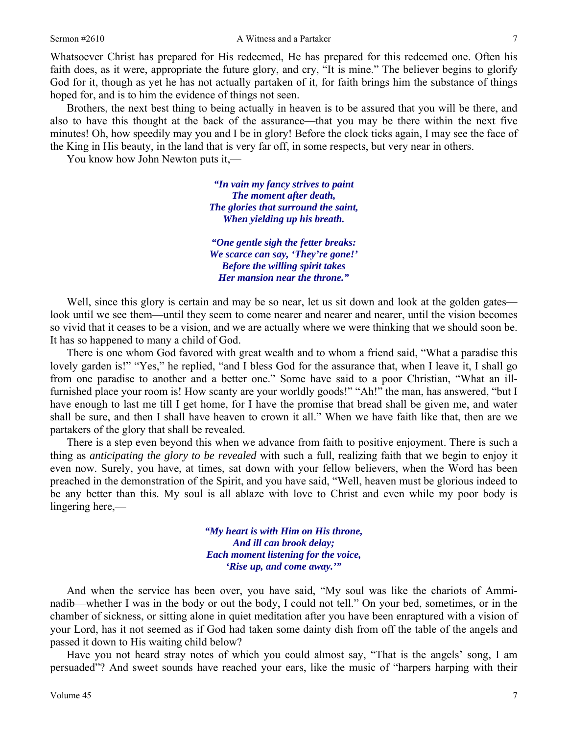Whatsoever Christ has prepared for His redeemed, He has prepared for this redeemed one. Often his faith does, as it were, appropriate the future glory, and cry, "It is mine." The believer begins to glorify God for it, though as yet he has not actually partaken of it, for faith brings him the substance of things hoped for, and is to him the evidence of things not seen.

Brothers, the next best thing to being actually in heaven is to be assured that you will be there, and also to have this thought at the back of the assurance—that you may be there within the next five minutes! Oh, how speedily may you and I be in glory! Before the clock ticks again, I may see the face of the King in His beauty, in the land that is very far off, in some respects, but very near in others.

You know how John Newton puts it,—

> ***"In vain my fancy strives to paint***
> ***The moment after death,***
> ***The glories that surround the saint,***
> ***When yielding up his breath.***
>
> ***"One gentle sigh the fetter breaks:***
> ***We scarce can say, 'They're gone!'***
> ***Before the willing spirit takes***
> ***Her mansion near the throne."***

Well, since this glory is certain and may be so near, let us sit down and look at the golden gates—look until we see them—until they seem to come nearer and nearer and nearer, until the vision becomes so vivid that it ceases to be a vision, and we are actually where we were thinking that we should soon be. It has so happened to many a child of God.

There is one whom God favored with great wealth and to whom a friend said, "What a paradise this lovely garden is!" "Yes," he replied, "and I bless God for the assurance that, when I leave it, I shall go from one paradise to another and a better one." Some have said to a poor Christian, "What an ill-furnished place your room is! How scanty are your worldly goods!" "Ah!" the man, has answered, "but I have enough to last me till I get home, for I have the promise that bread shall be given me, and water shall be sure, and then I shall have heaven to crown it all." When we have faith like that, then are we partakers of the glory that shall be revealed.

There is a step even beyond this when we advance from faith to positive enjoyment. There is such a thing as *anticipating the glory to be revealed* with such a full, realizing faith that we begin to enjoy it even now. Surely, you have, at times, sat down with your fellow believers, when the Word has been preached in the demonstration of the Spirit, and you have said, "Well, heaven must be glorious indeed to be any better than this. My soul is all ablaze with love to Christ and even while my poor body is lingering here,—

> ***"My heart is with Him on His throne,***
> ***And ill can brook delay;***
> ***Each moment listening for the voice,***
> ***'Rise up, and come away.'"***

And when the service has been over, you have said, "My soul was like the chariots of Ammi-nadib—whether I was in the body or out the body, I could not tell." On your bed, sometimes, or in the chamber of sickness, or sitting alone in quiet meditation after you have been enraptured with a vision of your Lord, has it not seemed as if God had taken some dainty dish from off the table of the angels and passed it down to His waiting child below?

Have you not heard stray notes of which you could almost say, "That is the angels' song, I am persuaded"? And sweet sounds have reached your ears, like the music of "harpers harping with their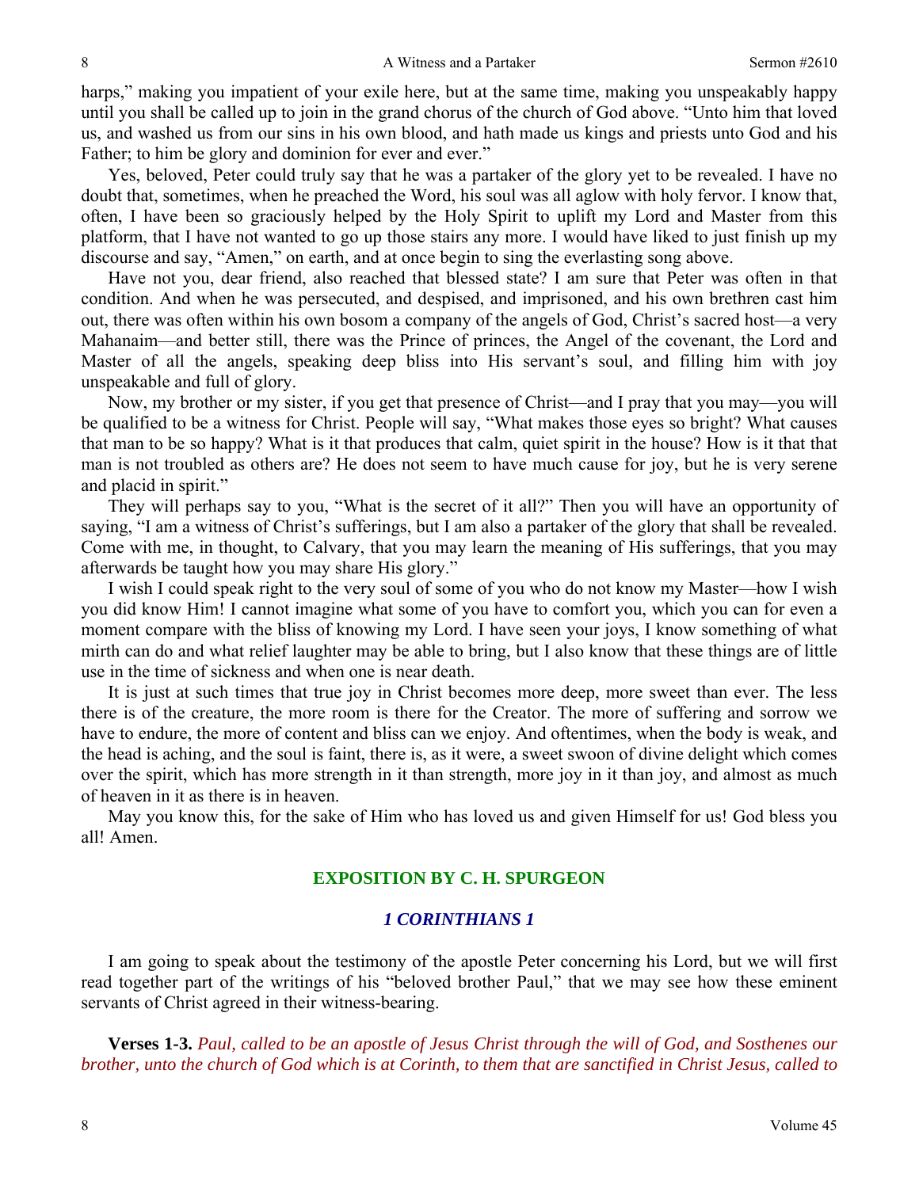harps," making you impatient of your exile here, but at the same time, making you unspeakably happy until you shall be called up to join in the grand chorus of the church of God above. "Unto him that loved us, and washed us from our sins in his own blood, and hath made us kings and priests unto God and his Father; to him be glory and dominion for ever and ever."

Yes, beloved, Peter could truly say that he was a partaker of the glory yet to be revealed. I have no doubt that, sometimes, when he preached the Word, his soul was all aglow with holy fervor. I know that, often, I have been so graciously helped by the Holy Spirit to uplift my Lord and Master from this platform, that I have not wanted to go up those stairs any more. I would have liked to just finish up my discourse and say, "Amen," on earth, and at once begin to sing the everlasting song above.

Have not you, dear friend, also reached that blessed state? I am sure that Peter was often in that condition. And when he was persecuted, and despised, and imprisoned, and his own brethren cast him out, there was often within his own bosom a company of the angels of God, Christ's sacred host—a very Mahanaim—and better still, there was the Prince of princes, the Angel of the covenant, the Lord and Master of all the angels, speaking deep bliss into His servant's soul, and filling him with joy unspeakable and full of glory.

Now, my brother or my sister, if you get that presence of Christ—and I pray that you may—you will be qualified to be a witness for Christ. People will say, "What makes those eyes so bright? What causes that man to be so happy? What is it that produces that calm, quiet spirit in the house? How is it that that man is not troubled as others are? He does not seem to have much cause for joy, but he is very serene and placid in spirit."

They will perhaps say to you, "What is the secret of it all?" Then you will have an opportunity of saying, "I am a witness of Christ's sufferings, but I am also a partaker of the glory that shall be revealed. Come with me, in thought, to Calvary, that you may learn the meaning of His sufferings, that you may afterwards be taught how you may share His glory."

I wish I could speak right to the very soul of some of you who do not know my Master—how I wish you did know Him! I cannot imagine what some of you have to comfort you, which you can for even a moment compare with the bliss of knowing my Lord. I have seen your joys, I know something of what mirth can do and what relief laughter may be able to bring, but I also know that these things are of little use in the time of sickness and when one is near death.

It is just at such times that true joy in Christ becomes more deep, more sweet than ever. The less there is of the creature, the more room is there for the Creator. The more of suffering and sorrow we have to endure, the more of content and bliss can we enjoy. And oftentimes, when the body is weak, and the head is aching, and the soul is faint, there is, as it were, a sweet swoon of divine delight which comes over the spirit, which has more strength in it than strength, more joy in it than joy, and almost as much of heaven in it as there is in heaven.

May you know this, for the sake of Him who has loved us and given Himself for us! God bless you all! Amen.

## EXPOSITION BY C. H. SPURGEON

### *1 CORINTHIANS 1*

I am going to speak about the testimony of the apostle Peter concerning his Lord, but we will first read together part of the writings of his "beloved brother Paul," that we may see how these eminent servants of Christ agreed in their witness-bearing.

**Verses 1-3.** *Paul, called to be an apostle of Jesus Christ through the will of God, and Sosthenes our brother, unto the church of God which is at Corinth, to them that are sanctified in Christ Jesus, called to*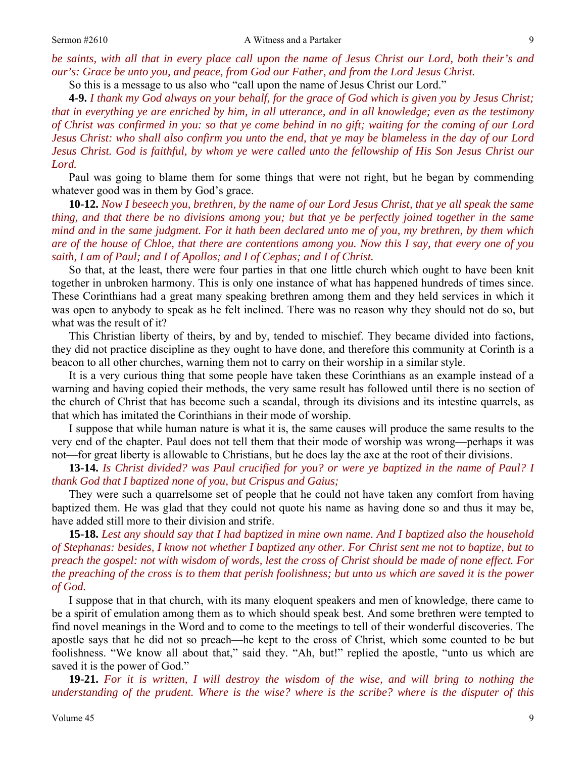*be saints, with all that in every place call upon the name of Jesus Christ our Lord, both their's and our's: Grace be unto you, and peace, from God our Father, and from the Lord Jesus Christ.*

So this is a message to us also who "call upon the name of Jesus Christ our Lord."

**4-9.** *I thank my God always on your behalf, for the grace of God which is given you by Jesus Christ; that in everything ye are enriched by him, in all utterance, and in all knowledge; even as the testimony of Christ was confirmed in you: so that ye come behind in no gift; waiting for the coming of our Lord Jesus Christ: who shall also confirm you unto the end, that ye may be blameless in the day of our Lord Jesus Christ. God is faithful, by whom ye were called unto the fellowship of His Son Jesus Christ our Lord.*

Paul was going to blame them for some things that were not right, but he began by commending whatever good was in them by God's grace.

**10-12.** *Now I beseech you, brethren, by the name of our Lord Jesus Christ, that ye all speak the same thing, and that there be no divisions among you; but that ye be perfectly joined together in the same mind and in the same judgment. For it hath been declared unto me of you, my brethren, by them which are of the house of Chloe, that there are contentions among you. Now this I say, that every one of you saith, I am of Paul; and I of Apollos; and I of Cephas; and I of Christ.*

So that, at the least, there were four parties in that one little church which ought to have been knit together in unbroken harmony. This is only one instance of what has happened hundreds of times since. These Corinthians had a great many speaking brethren among them and they held services in which it was open to anybody to speak as he felt inclined. There was no reason why they should not do so, but what was the result of it?

This Christian liberty of theirs, by and by, tended to mischief. They became divided into factions, they did not practice discipline as they ought to have done, and therefore this community at Corinth is a beacon to all other churches, warning them not to carry on their worship in a similar style.

It is a very curious thing that some people have taken these Corinthians as an example instead of a warning and having copied their methods, the very same result has followed until there is no section of the church of Christ that has become such a scandal, through its divisions and its intestine quarrels, as that which has imitated the Corinthians in their mode of worship.

I suppose that while human nature is what it is, the same causes will produce the same results to the very end of the chapter. Paul does not tell them that their mode of worship was wrong—perhaps it was not—for great liberty is allowable to Christians, but he does lay the axe at the root of their divisions.

**13-14.** *Is Christ divided? was Paul crucified for you? or were ye baptized in the name of Paul? I thank God that I baptized none of you, but Crispus and Gaius;*

They were such a quarrelsome set of people that he could not have taken any comfort from having baptized them. He was glad that they could not quote his name as having done so and thus it may be, have added still more to their division and strife.

**15-18.** *Lest any should say that I had baptized in mine own name. And I baptized also the household of Stephanas: besides, I know not whether I baptized any other. For Christ sent me not to baptize, but to preach the gospel: not with wisdom of words, lest the cross of Christ should be made of none effect. For the preaching of the cross is to them that perish foolishness; but unto us which are saved it is the power of God.*

I suppose that in that church, with its many eloquent speakers and men of knowledge, there came to be a spirit of emulation among them as to which should speak best. And some brethren were tempted to find novel meanings in the Word and to come to the meetings to tell of their wonderful discoveries. The apostle says that he did not so preach—he kept to the cross of Christ, which some counted to be but foolishness. "We know all about that," said they. "Ah, but!" replied the apostle, "unto us which are saved it is the power of God."

**19-21.** *For it is written, I will destroy the wisdom of the wise, and will bring to nothing the understanding of the prudent. Where is the wise? where is the scribe? where is the disputer of this*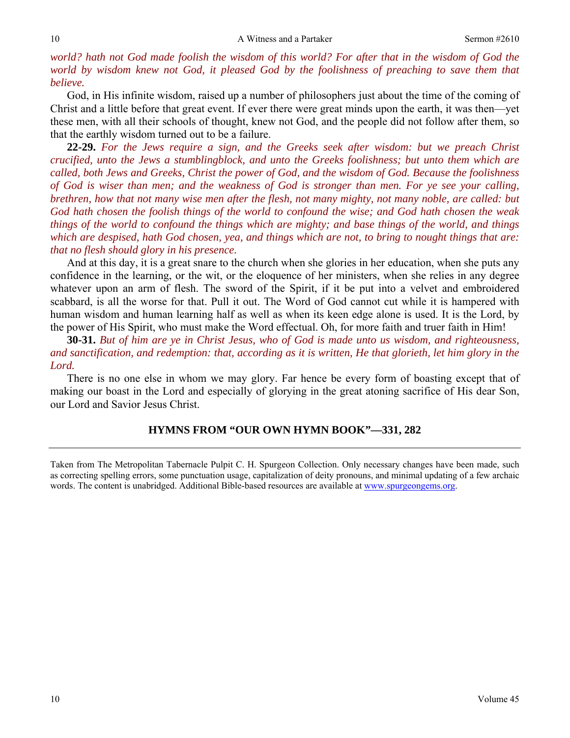*world? hath not God made foolish the wisdom of this world? For after that in the wisdom of God the world by wisdom knew not God, it pleased God by the foolishness of preaching to save them that believe.*

God, in His infinite wisdom, raised up a number of philosophers just about the time of the coming of Christ and a little before that great event. If ever there were great minds upon the earth, it was then—yet these men, with all their schools of thought, knew not God, and the people did not follow after them, so that the earthly wisdom turned out to be a failure.

**22-29.** *For the Jews require a sign, and the Greeks seek after wisdom: but we preach Christ crucified, unto the Jews a stumblingblock, and unto the Greeks foolishness; but unto them which are called, both Jews and Greeks, Christ the power of God, and the wisdom of God. Because the foolishness of God is wiser than men; and the weakness of God is stronger than men. For ye see your calling, brethren, how that not many wise men after the flesh, not many mighty, not many noble, are called: but God hath chosen the foolish things of the world to confound the wise; and God hath chosen the weak things of the world to confound the things which are mighty; and base things of the world, and things which are despised, hath God chosen, yea, and things which are not, to bring to nought things that are: that no flesh should glory in his presence.*

And at this day, it is a great snare to the church when she glories in her education, when she puts any confidence in the learning, or the wit, or the eloquence of her ministers, when she relies in any degree whatever upon an arm of flesh. The sword of the Spirit, if it be put into a velvet and embroidered scabbard, is all the worse for that. Pull it out. The Word of God cannot cut while it is hampered with human wisdom and human learning half as well as when its keen edge alone is used. It is the Lord, by the power of His Spirit, who must make the Word effectual. Oh, for more faith and truer faith in Him!

**30-31.** *But of him are ye in Christ Jesus, who of God is made unto us wisdom, and righteousness, and sanctification, and redemption: that, according as it is written, He that glorieth, let him glory in the Lord.*

There is no one else in whom we may glory. Far hence be every form of boasting except that of making our boast in the Lord and especially of glorying in the great atoning sacrifice of His dear Son, our Lord and Savior Jesus Christ.

## HYMNS FROM "OUR OWN HYMN BOOK"—331, 282

---

Taken from The Metropolitan Tabernacle Pulpit C. H. Spurgeon Collection. Only necessary changes have been made, such as correcting spelling errors, some punctuation usage, capitalization of deity pronouns, and minimal updating of a few archaic words. The content is unabridged. Additional Bible-based resources are available at www.spurgeongems.org.